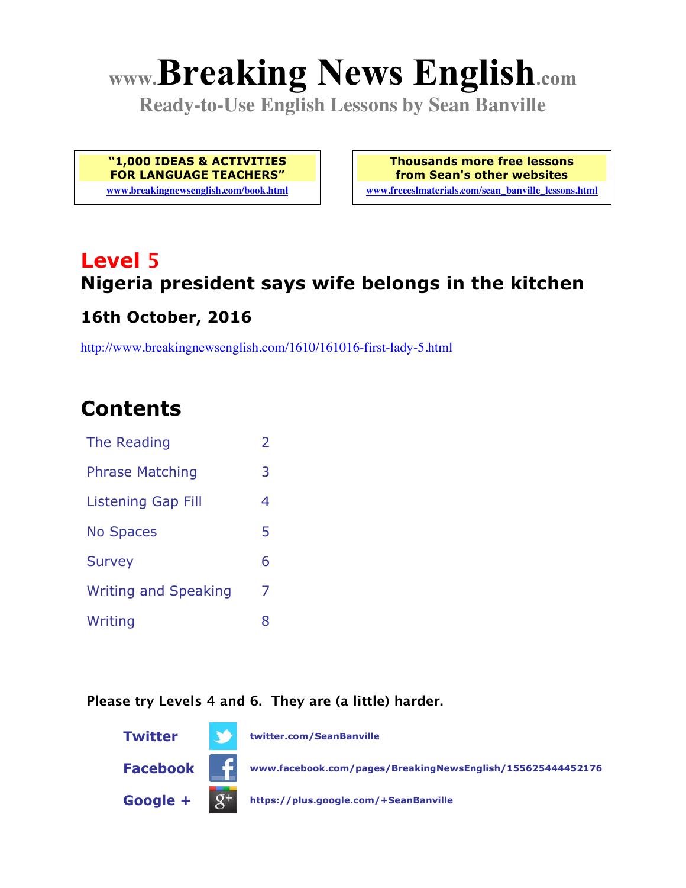# www.Breaking News English.com

**Ready-to-Use English Lessons by Sean Banville**

**"1,000 IDEAS & ACTIVITIES FOR LANGUAGE TEACHERS"**
www.breakingnewsenglish.com/book.html

**Thousands more free lessons from Sean's other websites**
www.freeeslmaterials.com/sean_banville_lessons.html

## Level 5

## Nigeria president says wife belongs in the kitchen

### 16th October, 2016

http://www.breakingnewsenglish.com/1610/161016-first-lady-5.html

## Contents

| | |
|---|---|
| The Reading | 2 |
| Phrase Matching | 3 |
| Listening Gap Fill | 4 |
| No Spaces | 5 |
| Survey | 6 |
| Writing and Speaking | 7 |
| Writing | 8 |

**Please try Levels 4 and 6. They are (a little) harder.**

**Twitter** twitter.com/SeanBanville

**Facebook** www.facebook.com/pages/BreakingNewsEnglish/155625444452176

**Google +** https://plus.google.com/+SeanBanville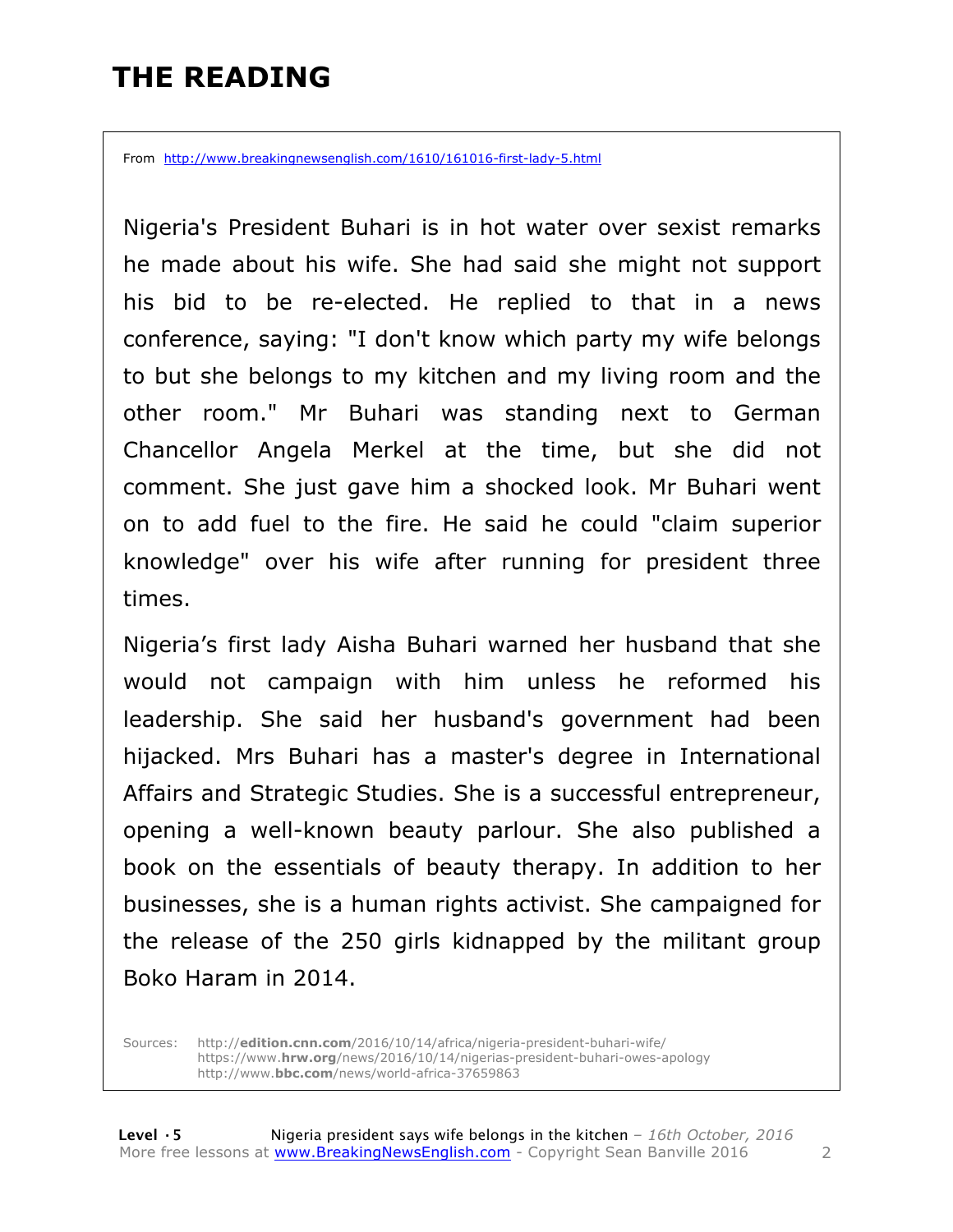# THE READING

From http://www.breakingnewsenglish.com/1610/161016-first-lady-5.html

Nigeria's President Buhari is in hot water over sexist remarks he made about his wife. She had said she might not support his bid to be re-elected. He replied to that in a news conference, saying: "I don't know which party my wife belongs to but she belongs to my kitchen and my living room and the other room." Mr Buhari was standing next to German Chancellor Angela Merkel at the time, but she did not comment. She just gave him a shocked look. Mr Buhari went on to add fuel to the fire. He said he could "claim superior knowledge" over his wife after running for president three times.

Nigeria's first lady Aisha Buhari warned her husband that she would not campaign with him unless he reformed his leadership. She said her husband's government had been hijacked. Mrs Buhari has a master's degree in International Affairs and Strategic Studies. She is a successful entrepreneur, opening a well-known beauty parlour. She also published a book on the essentials of beauty therapy. In addition to her businesses, she is a human rights activist. She campaigned for the release of the 250 girls kidnapped by the militant group Boko Haram in 2014.

Sources: http://edition.cnn.com/2016/10/14/africa/nigeria-president-buhari-wife/
https://www.hrw.org/news/2016/10/14/nigerias-president-buhari-owes-apology
http://www.bbc.com/news/world-africa-37659863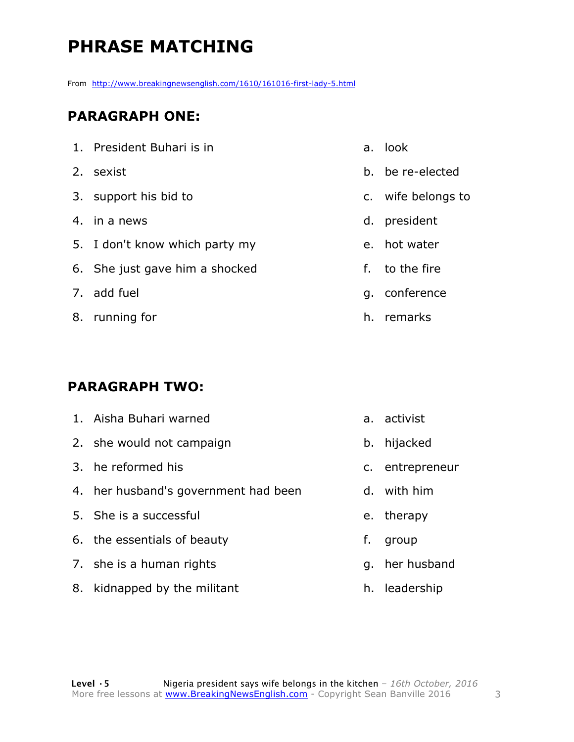# PHRASE MATCHING

From http://www.breakingnewsenglish.com/1610/161016-first-lady-5.html

## PARAGRAPH ONE:

| | |
|---|---|
| 1. President Buhari is in | a. look |
| 2. sexist | b. be re-elected |
| 3. support his bid to | c. wife belongs to |
| 4. in a news | d. president |
| 5. I don't know which party my | e. hot water |
| 6. She just gave him a shocked | f. to the fire |
| 7. add fuel | g. conference |
| 8. running for | h. remarks |

## PARAGRAPH TWO:

| | |
|---|---|
| 1. Aisha Buhari warned | a. activist |
| 2. she would not campaign | b. hijacked |
| 3. he reformed his | c. entrepreneur |
| 4. her husband's government had been | d. with him |
| 5. She is a successful | e. therapy |
| 6. the essentials of beauty | f. group |
| 7. she is a human rights | g. her husband |
| 8. kidnapped by the militant | h. leadership |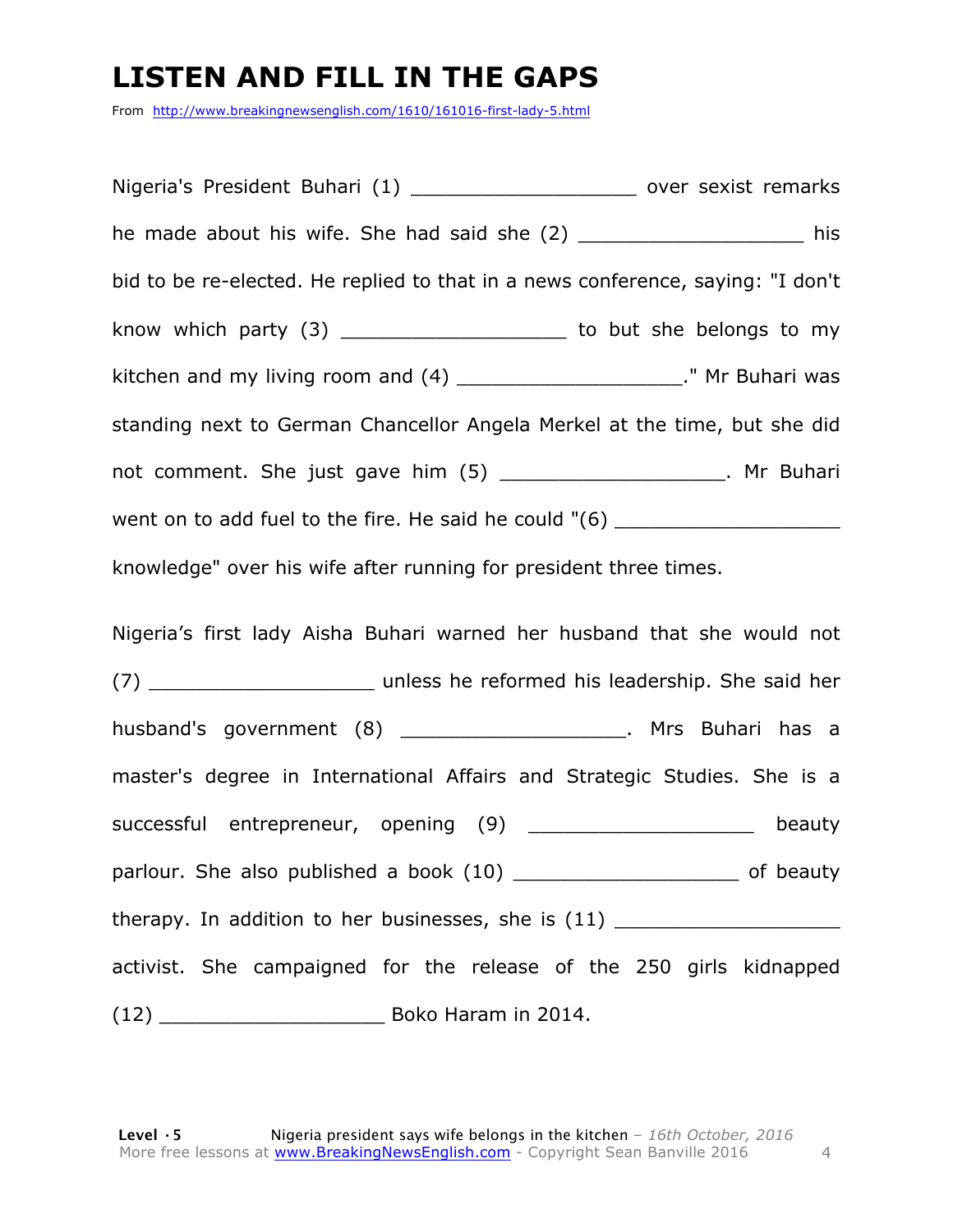# LISTEN AND FILL IN THE GAPS

From http://www.breakingnewsenglish.com/1610/161016-first-lady-5.html

Nigeria's President Buhari (1) ___________________ over sexist remarks he made about his wife. She had said she (2) ___________________ his bid to be re-elected. He replied to that in a news conference, saying: "I don't know which party (3) ___________________ to but she belongs to my kitchen and my living room and (4) ___________________." Mr Buhari was standing next to German Chancellor Angela Merkel at the time, but she did not comment. She just gave him (5) ___________________. Mr Buhari went on to add fuel to the fire. He said he could "(6) ___________________ knowledge" over his wife after running for president three times.

Nigeria's first lady Aisha Buhari warned her husband that she would not (7) ___________________ unless he reformed his leadership. She said her husband's government (8) ___________________. Mrs Buhari has a master's degree in International Affairs and Strategic Studies. She is a successful entrepreneur, opening (9) ___________________ beauty parlour. She also published a book (10) ___________________ of beauty therapy. In addition to her businesses, she is (11) ___________________ activist. She campaigned for the release of the 250 girls kidnapped (12) ___________________ Boko Haram in 2014.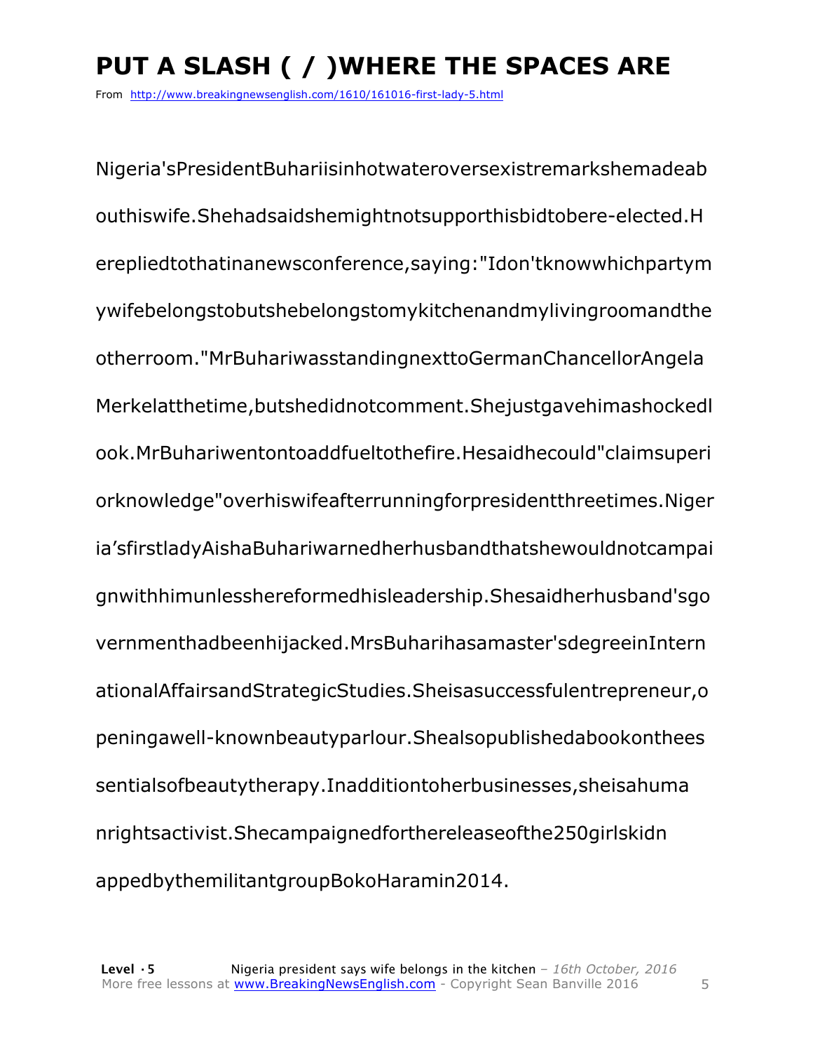# PUT A SLASH ( / )WHERE THE SPACES ARE

From http://www.breakingnewsenglish.com/1610/161016-first-lady-5.html

Nigeria'sPresidentBuhariisinhotwateroversexistremarkshemadeab

outhiswife.Shehadsaidshemightnotsupporthisbidtobere-elected.H

erepliedtothatinanewsconference,saying:"Idon'tknowwhichpartym

ywifebelongstobutshebelongstomykitchenandmylivingroomandthe

otherroom."MrBuhariwasstandingnexttoGermanChancellorAngela

Merkelatthetime,butshedidnotcomment.Shejustgavehimashockedl

ook.MrBuhariwentontoaddfueltothefire.Hesaidhecould"claimsuperi

orknowledge"overhiswifeafterrunningforpresidentthreetimes.Niger

ia'sfirstladyAishaBuhariwarnedherhusbandthatshewouldnotcampai

gnwithhimunlesshereformedhisleadership.Shesaidherhusband'sgo

vernmenthadbeenhijacked.MrsBuharihasamaster'sdegreeinIntern

ationalAffairsandStrategicStudies.Sheisasuccessfulentrepreneur,o

peningawell-knownbeautyparlour.Shealsopublishedabookonthees

sentialsofbeautytherapy.Inadditiontoherbusinesses,sheisahuma

nrightsactivist.Shecampaignedforthereleaseofthe250girlskidn

appedbythemilitantgroupBokoHaramin2014.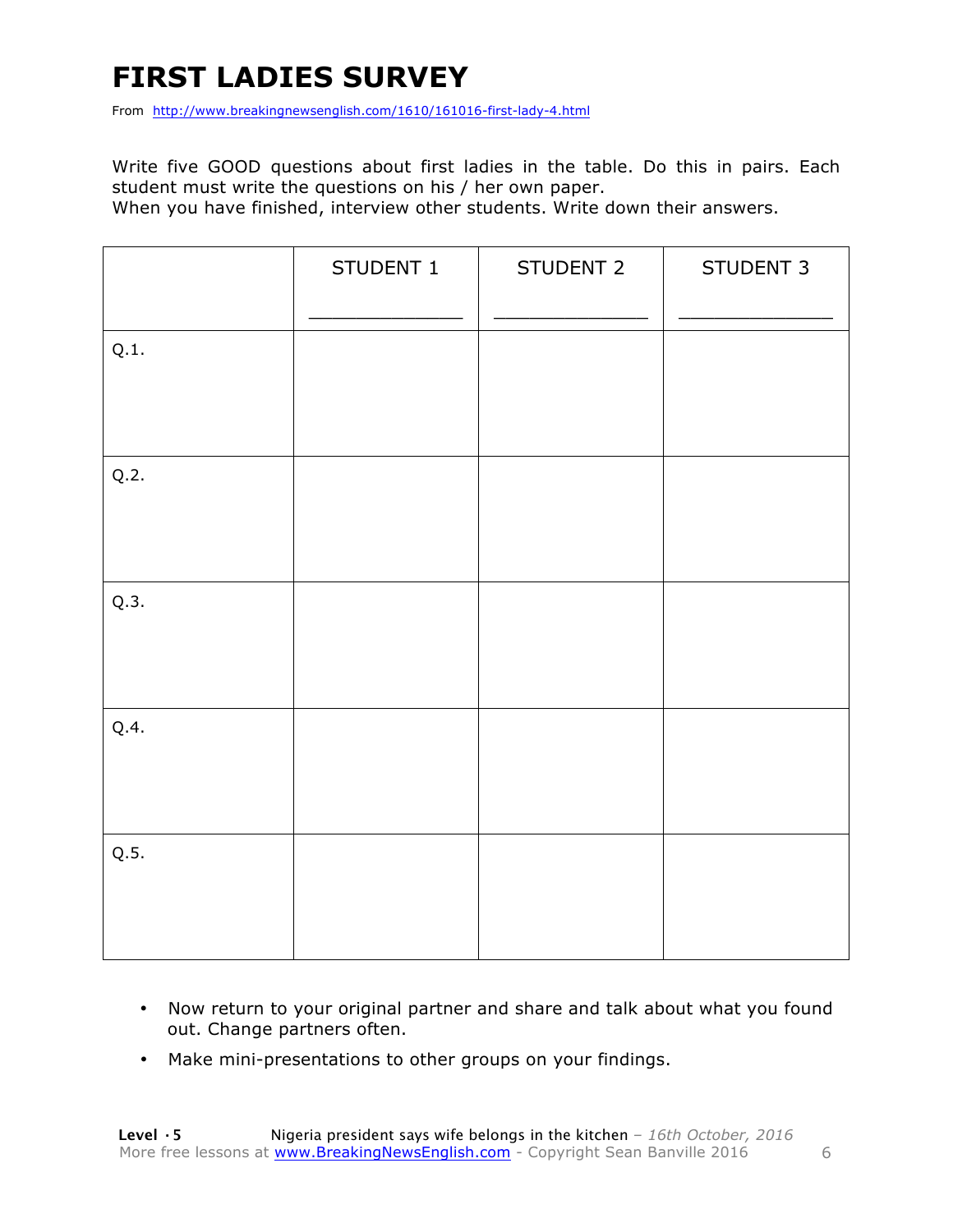# FIRST LADIES SURVEY

From http://www.breakingnewsenglish.com/1610/161016-first-lady-4.html

Write five GOOD questions about first ladies in the table. Do this in pairs. Each student must write the questions on his / her own paper.
When you have finished, interview other students. Write down their answers.

| | STUDENT 1 _______________ | STUDENT 2 _______________ | STUDENT 3 _______________ |
|---|---|---|---|
| Q.1. | | | |
| Q.2. | | | |
| Q.3. | | | |
| Q.4. | | | |
| Q.5. | | | |

- Now return to your original partner and share and talk about what you found out. Change partners often.
- Make mini-presentations to other groups on your findings.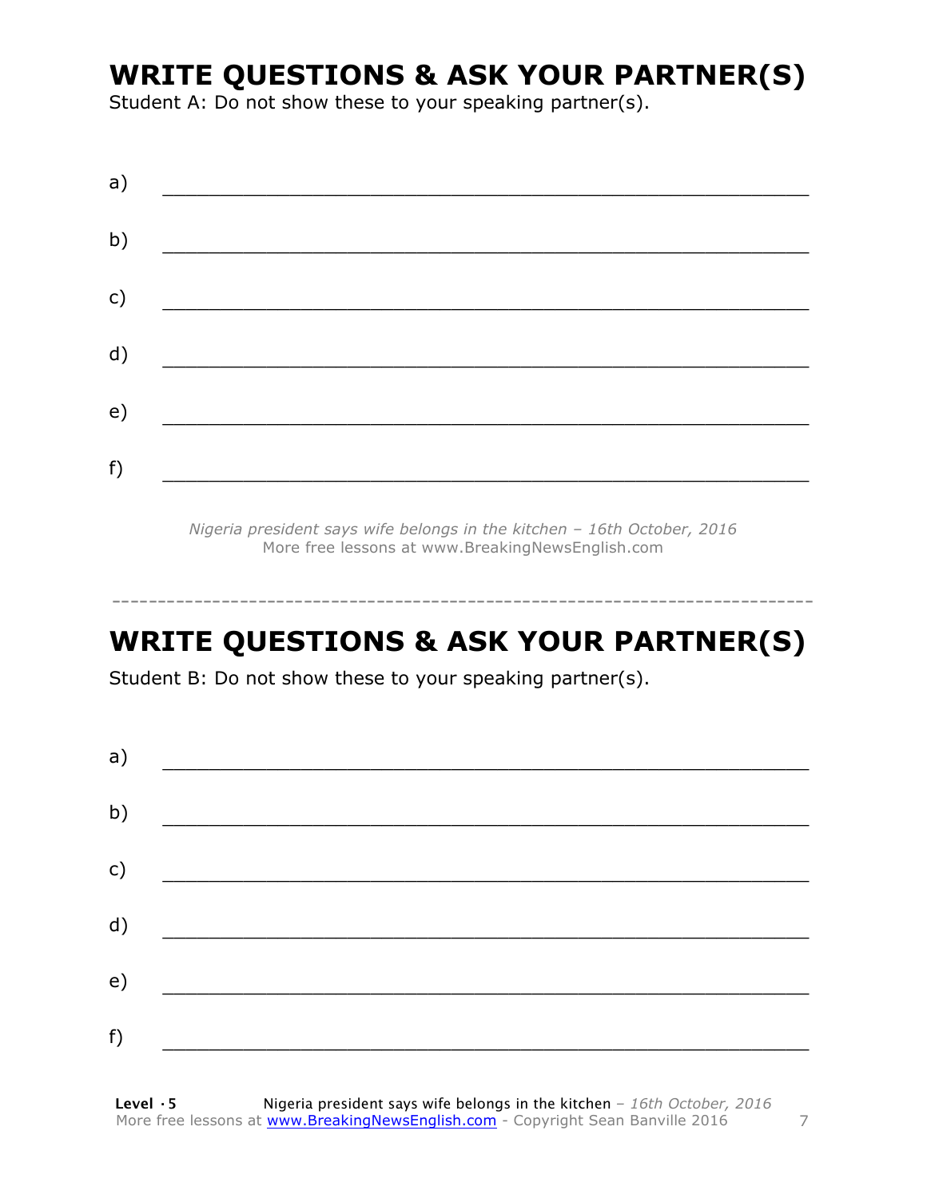# WRITE QUESTIONS & ASK YOUR PARTNER(S)

Student A: Do not show these to your speaking partner(s).

a) ___________________________________________________________

b) ___________________________________________________________

c) ___________________________________________________________

d) ___________________________________________________________

e) ___________________________________________________________

f) ___________________________________________________________

*Nigeria president says wife belongs in the kitchen – 16th October, 2016*
More free lessons at www.BreakingNewsEnglish.com

---

# WRITE QUESTIONS & ASK YOUR PARTNER(S)

Student B: Do not show these to your speaking partner(s).

a) ___________________________________________________________

b) ___________________________________________________________

c) ___________________________________________________________

d) ___________________________________________________________

e) ___________________________________________________________

f) ___________________________________________________________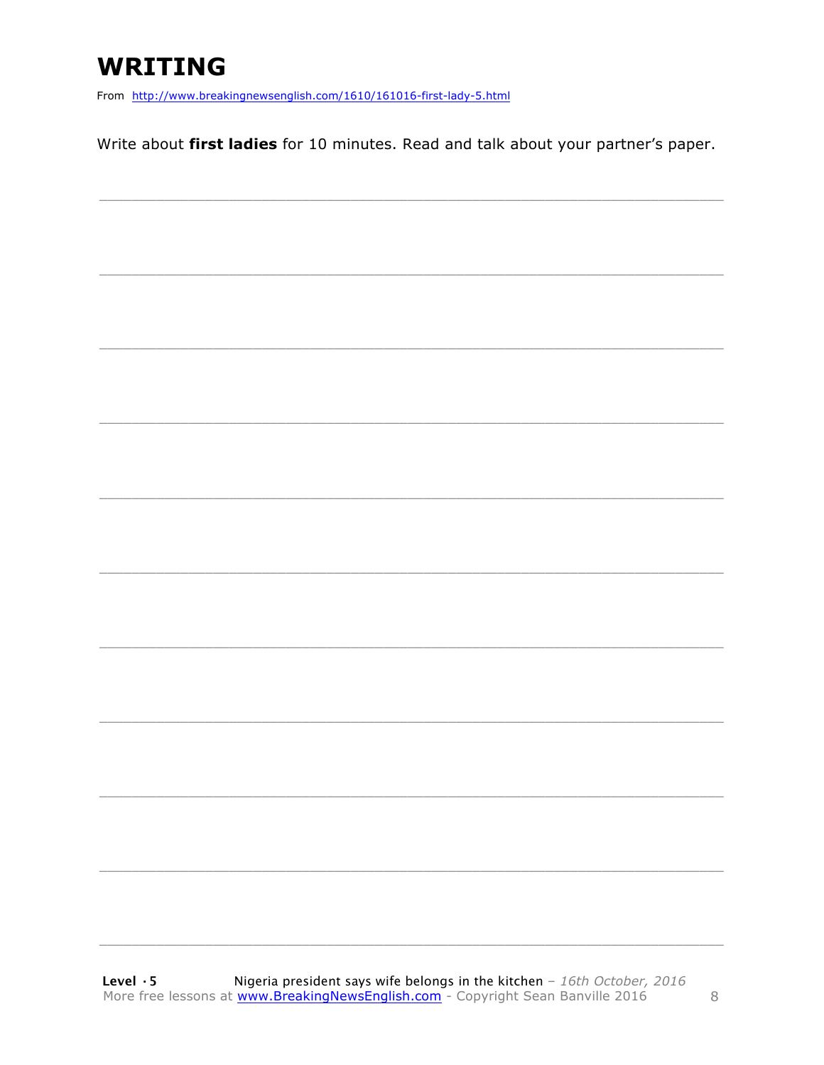# WRITING

From http://www.breakingnewsenglish.com/1610/161016-first-lady-5.html

Write about **first ladies** for 10 minutes. Read and talk about your partner's paper.

___________________________________________________________________________

___________________________________________________________________________

___________________________________________________________________________

___________________________________________________________________________

___________________________________________________________________________

___________________________________________________________________________

___________________________________________________________________________

___________________________________________________________________________

___________________________________________________________________________

___________________________________________________________________________

___________________________________________________________________________